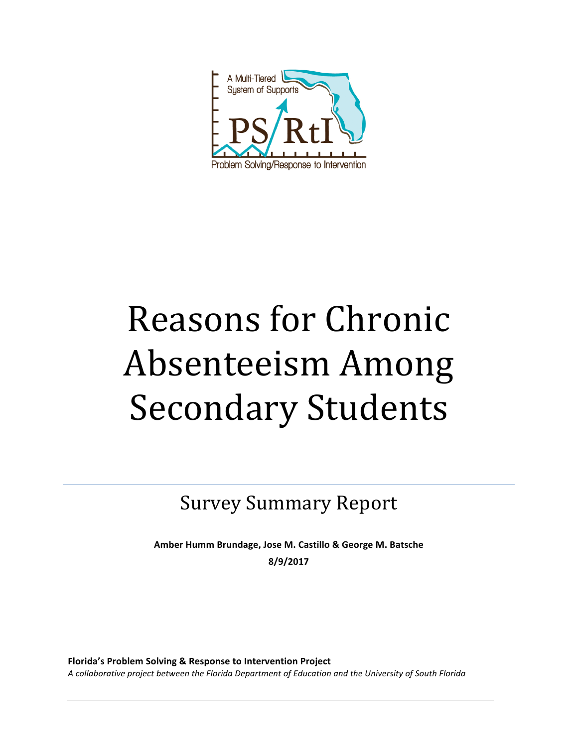A Multi-Tiered System of Supports

PS/RtI

Problem Solving/Response to Intervention

# Reasons for Chronic Absenteeism Among Secondary Students

## Survey Summary Report

**Amber Humm Brundage, Jose M. Castillo & George M. Batsche**

**8/9/2017**

**Florida's Problem Solving & Response to Intervention Project**

*A collaborative project between the Florida Department of Education and the University of South Florida*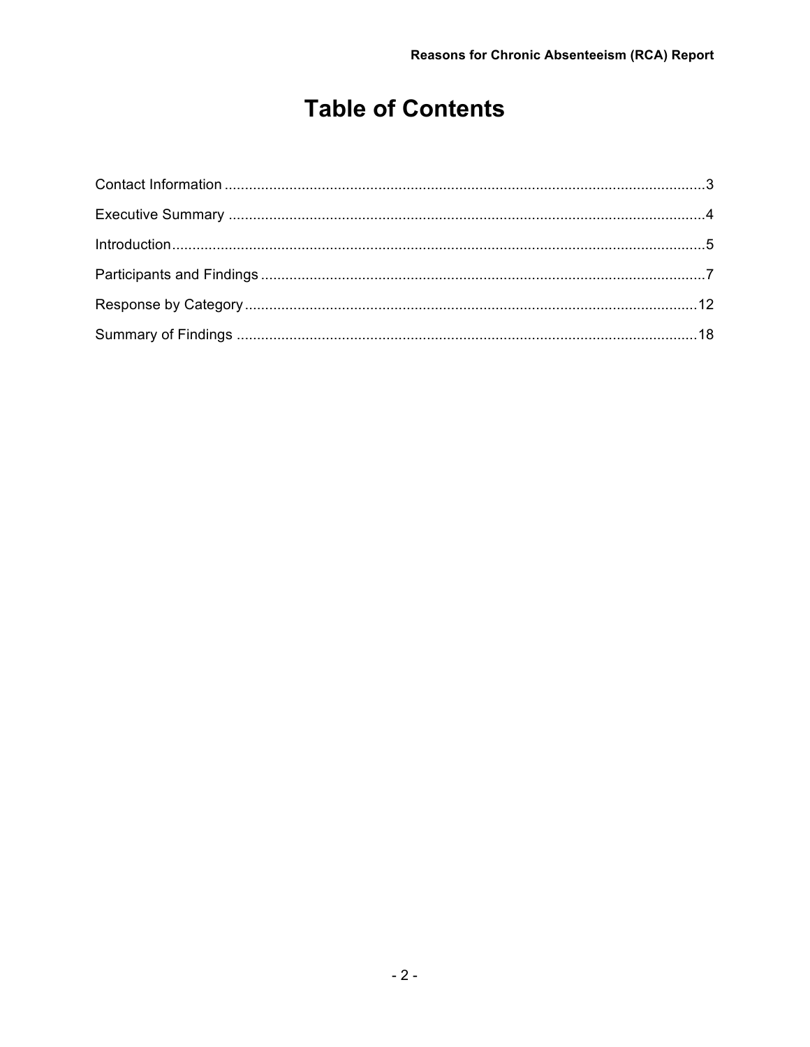# Table of Contents

Contact Information ........................................................................................................3

Executive Summary ........................................................................................................4

Introduction......................................................................................................................5

Participants and Findings ...............................................................................................7

Response by Category..................................................................................................12

Summary of Findings ....................................................................................................18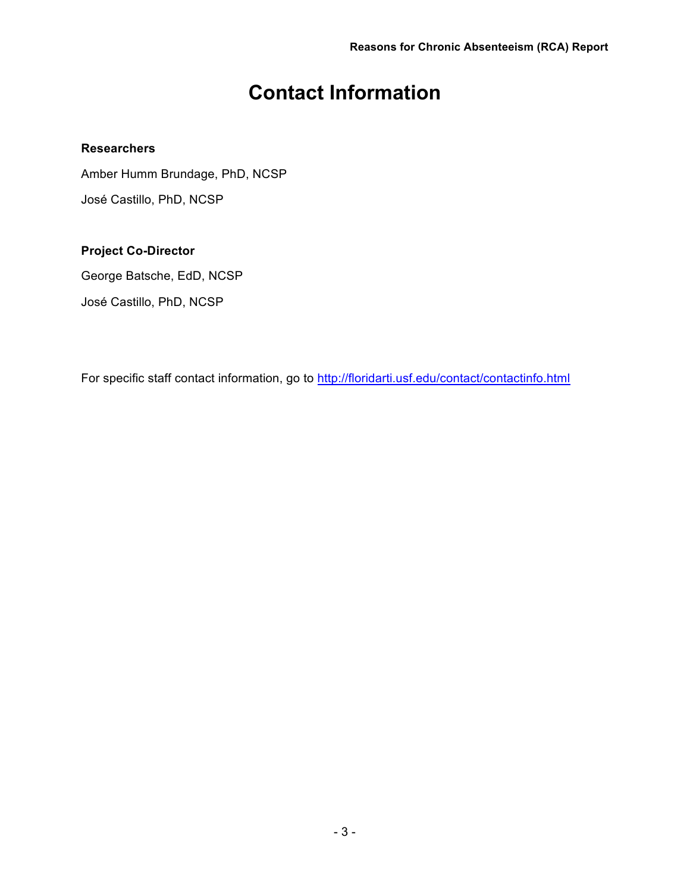# Contact Information

**Researchers**

Amber Humm Brundage, PhD, NCSP

José Castillo, PhD, NCSP

**Project Co-Director**

George Batsche, EdD, NCSP

José Castillo, PhD, NCSP

For specific staff contact information, go to http://floridarti.usf.edu/contact/contactinfo.html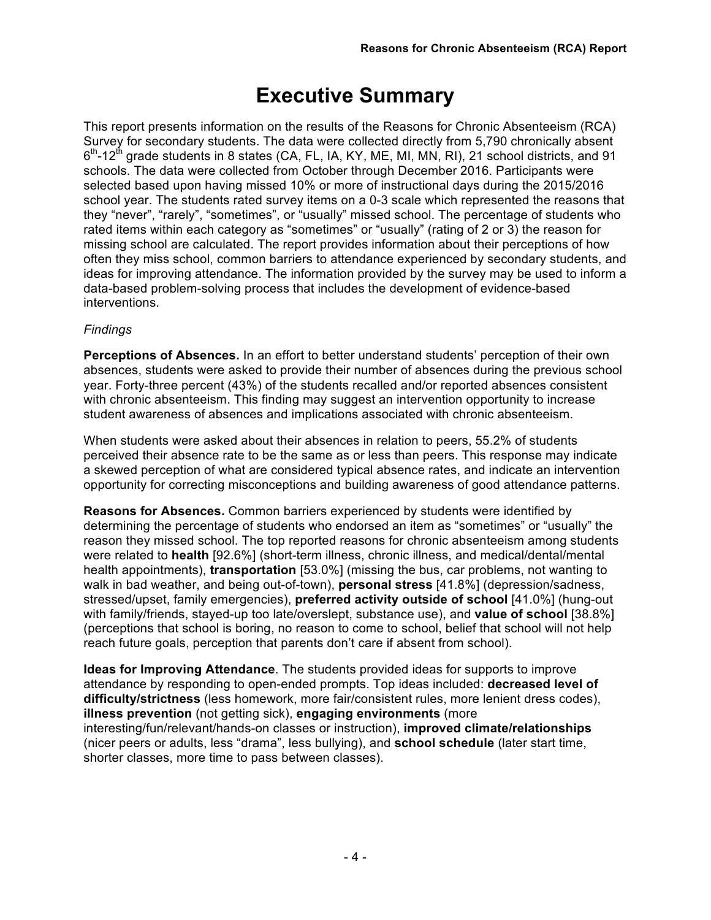# Executive Summary

This report presents information on the results of the Reasons for Chronic Absenteeism (RCA) Survey for secondary students. The data were collected directly from 5,790 chronically absent 6th-12th grade students in 8 states (CA, FL, IA, KY, ME, MI, MN, RI), 21 school districts, and 91 schools. The data were collected from October through December 2016. Participants were selected based upon having missed 10% or more of instructional days during the 2015/2016 school year. The students rated survey items on a 0-3 scale which represented the reasons that they "never", "rarely", "sometimes", or "usually" missed school. The percentage of students who rated items within each category as "sometimes" or "usually" (rating of 2 or 3) the reason for missing school are calculated. The report provides information about their perceptions of how often they miss school, common barriers to attendance experienced by secondary students, and ideas for improving attendance. The information provided by the survey may be used to inform a data-based problem-solving process that includes the development of evidence-based interventions.

*Findings*

**Perceptions of Absences.** In an effort to better understand students' perception of their own absences, students were asked to provide their number of absences during the previous school year. Forty-three percent (43%) of the students recalled and/or reported absences consistent with chronic absenteeism. This finding may suggest an intervention opportunity to increase student awareness of absences and implications associated with chronic absenteeism.

When students were asked about their absences in relation to peers, 55.2% of students perceived their absence rate to be the same as or less than peers. This response may indicate a skewed perception of what are considered typical absence rates, and indicate an intervention opportunity for correcting misconceptions and building awareness of good attendance patterns.

**Reasons for Absences.** Common barriers experienced by students were identified by determining the percentage of students who endorsed an item as "sometimes" or "usually" the reason they missed school. The top reported reasons for chronic absenteeism among students were related to **health** [92.6%] (short-term illness, chronic illness, and medical/dental/mental health appointments), **transportation** [53.0%] (missing the bus, car problems, not wanting to walk in bad weather, and being out-of-town), **personal stress** [41.8%] (depression/sadness, stressed/upset, family emergencies), **preferred activity outside of school** [41.0%] (hung-out with family/friends, stayed-up too late/overslept, substance use), and **value of school** [38.8%] (perceptions that school is boring, no reason to come to school, belief that school will not help reach future goals, perception that parents don't care if absent from school).

**Ideas for Improving Attendance**. The students provided ideas for supports to improve attendance by responding to open-ended prompts. Top ideas included: **decreased level of difficulty/strictness** (less homework, more fair/consistent rules, more lenient dress codes), **illness prevention** (not getting sick), **engaging environments** (more interesting/fun/relevant/hands-on classes or instruction), **improved climate/relationships** (nicer peers or adults, less "drama", less bullying), and **school schedule** (later start time, shorter classes, more time to pass between classes).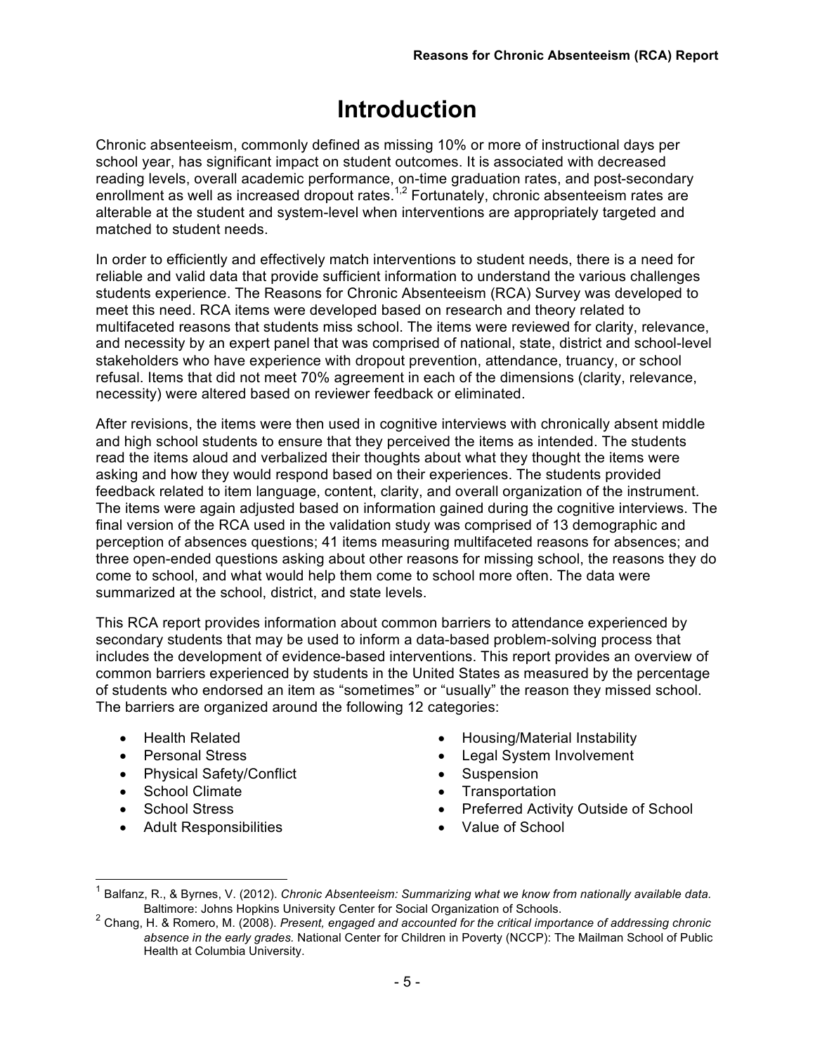# Introduction

Chronic absenteeism, commonly defined as missing 10% or more of instructional days per school year, has significant impact on student outcomes. It is associated with decreased reading levels, overall academic performance, on-time graduation rates, and post-secondary enrollment as well as increased dropout rates.[1,2] Fortunately, chronic absenteeism rates are alterable at the student and system-level when interventions are appropriately targeted and matched to student needs.

In order to efficiently and effectively match interventions to student needs, there is a need for reliable and valid data that provide sufficient information to understand the various challenges students experience. The Reasons for Chronic Absenteeism (RCA) Survey was developed to meet this need. RCA items were developed based on research and theory related to multifaceted reasons that students miss school. The items were reviewed for clarity, relevance, and necessity by an expert panel that was comprised of national, state, district and school-level stakeholders who have experience with dropout prevention, attendance, truancy, or school refusal. Items that did not meet 70% agreement in each of the dimensions (clarity, relevance, necessity) were altered based on reviewer feedback or eliminated.

After revisions, the items were then used in cognitive interviews with chronically absent middle and high school students to ensure that they perceived the items as intended. The students read the items aloud and verbalized their thoughts about what they thought the items were asking and how they would respond based on their experiences. The students provided feedback related to item language, content, clarity, and overall organization of the instrument. The items were again adjusted based on information gained during the cognitive interviews. The final version of the RCA used in the validation study was comprised of 13 demographic and perception of absences questions; 41 items measuring multifaceted reasons for absences; and three open-ended questions asking about other reasons for missing school, the reasons they do come to school, and what would help them come to school more often. The data were summarized at the school, district, and state levels.

This RCA report provides information about common barriers to attendance experienced by secondary students that may be used to inform a data-based problem-solving process that includes the development of evidence-based interventions. This report provides an overview of common barriers experienced by students in the United States as measured by the percentage of students who endorsed an item as "sometimes" or "usually" the reason they missed school. The barriers are organized around the following 12 categories:

- Health Related
- Personal Stress
- Physical Safety/Conflict
- School Climate
- School Stress
- Adult Responsibilities
- Housing/Material Instability
- Legal System Involvement
- Suspension
- Transportation
- Preferred Activity Outside of School
- Value of School

---

[1] Balfanz, R., & Byrnes, V. (2012). *Chronic Absenteeism: Summarizing what we know from nationally available data.* Baltimore: Johns Hopkins University Center for Social Organization of Schools.

[2] Chang, H. & Romero, M. (2008). *Present, engaged and accounted for the critical importance of addressing chronic absence in the early grades.* National Center for Children in Poverty (NCCP): The Mailman School of Public Health at Columbia University.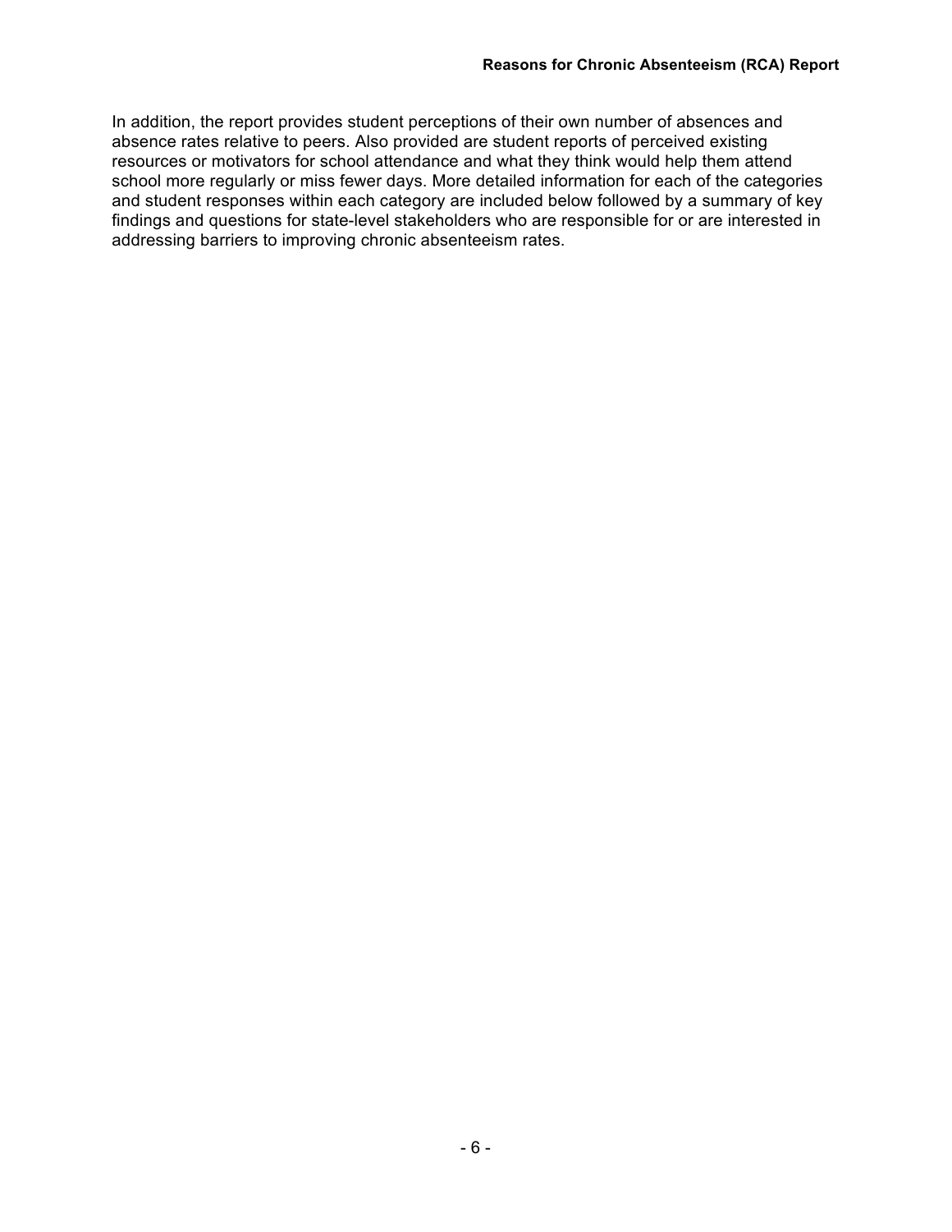In addition, the report provides student perceptions of their own number of absences and absence rates relative to peers. Also provided are student reports of perceived existing resources or motivators for school attendance and what they think would help them attend school more regularly or miss fewer days. More detailed information for each of the categories and student responses within each category are included below followed by a summary of key findings and questions for state-level stakeholders who are responsible for or are interested in addressing barriers to improving chronic absenteeism rates.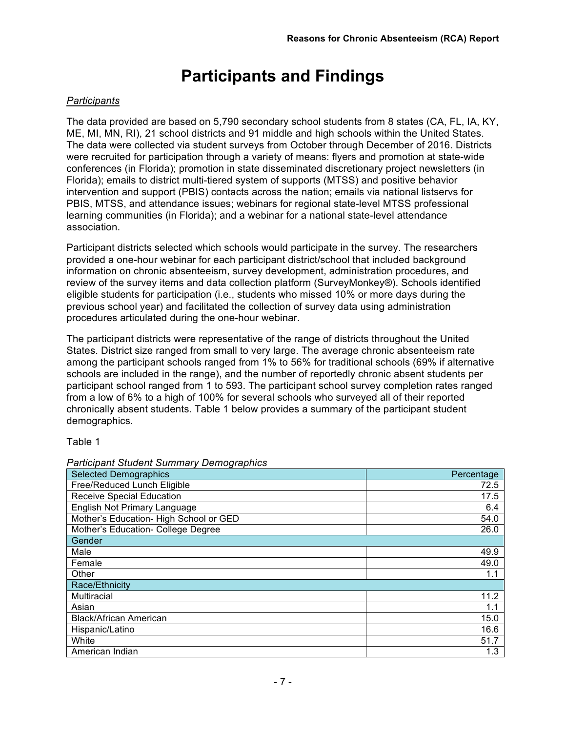# Participants and Findings

*Participants*

The data provided are based on 5,790 secondary school students from 8 states (CA, FL, IA, KY, ME, MI, MN, RI), 21 school districts and 91 middle and high schools within the United States. The data were collected via student surveys from October through December of 2016. Districts were recruited for participation through a variety of means: flyers and promotion at state-wide conferences (in Florida); promotion in state disseminated discretionary project newsletters (in Florida); emails to district multi-tiered system of supports (MTSS) and positive behavior intervention and support (PBIS) contacts across the nation; emails via national listservs for PBIS, MTSS, and attendance issues; webinars for regional state-level MTSS professional learning communities (in Florida); and a webinar for a national state-level attendance association.

Participant districts selected which schools would participate in the survey. The researchers provided a one-hour webinar for each participant district/school that included background information on chronic absenteeism, survey development, administration procedures, and review of the survey items and data collection platform (SurveyMonkey®). Schools identified eligible students for participation (i.e., students who missed 10% or more days during the previous school year) and facilitated the collection of survey data using administration procedures articulated during the one-hour webinar.

The participant districts were representative of the range of districts throughout the United States. District size ranged from small to very large. The average chronic absenteeism rate among the participant schools ranged from 1% to 56% for traditional schools (69% if alternative schools are included in the range), and the number of reportedly chronic absent students per participant school ranged from 1 to 593. The participant school survey completion rates ranged from a low of 6% to a high of 100% for several schools who surveyed all of their reported chronically absent students. Table 1 below provides a summary of the participant student demographics.

Table 1

*Participant Student Summary Demographics*

| Selected Demographics | Percentage |
|---|---|
| Free/Reduced Lunch Eligible | 72.5 |
| Receive Special Education | 17.5 |
| English Not Primary Language | 6.4 |
| Mother's Education- High School or GED | 54.0 |
| Mother's Education- College Degree | 26.0 |
| Gender | |
| Male | 49.9 |
| Female | 49.0 |
| Other | 1.1 |
| Race/Ethnicity | |
| Multiracial | 11.2 |
| Asian | 1.1 |
| Black/African American | 15.0 |
| Hispanic/Latino | 16.6 |
| White | 51.7 |
| American Indian | 1.3 |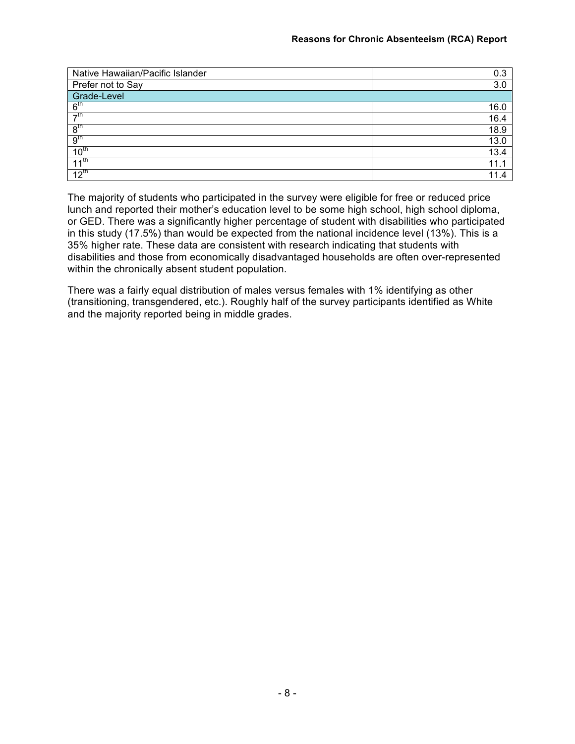| | |
|---|---|
| Native Hawaiian/Pacific Islander | 0.3 |
| Prefer not to Say | 3.0 |
| Grade-Level | |
| 6th | 16.0 |
| 7th | 16.4 |
| 8th | 18.9 |
| 9th | 13.0 |
| 10th | 13.4 |
| 11th | 11.1 |
| 12th | 11.4 |

The majority of students who participated in the survey were eligible for free or reduced price lunch and reported their mother's education level to be some high school, high school diploma, or GED. There was a significantly higher percentage of student with disabilities who participated in this study (17.5%) than would be expected from the national incidence level (13%). This is a 35% higher rate. These data are consistent with research indicating that students with disabilities and those from economically disadvantaged households are often over-represented within the chronically absent student population.

There was a fairly equal distribution of males versus females with 1% identifying as other (transitioning, transgendered, etc.). Roughly half of the survey participants identified as White and the majority reported being in middle grades.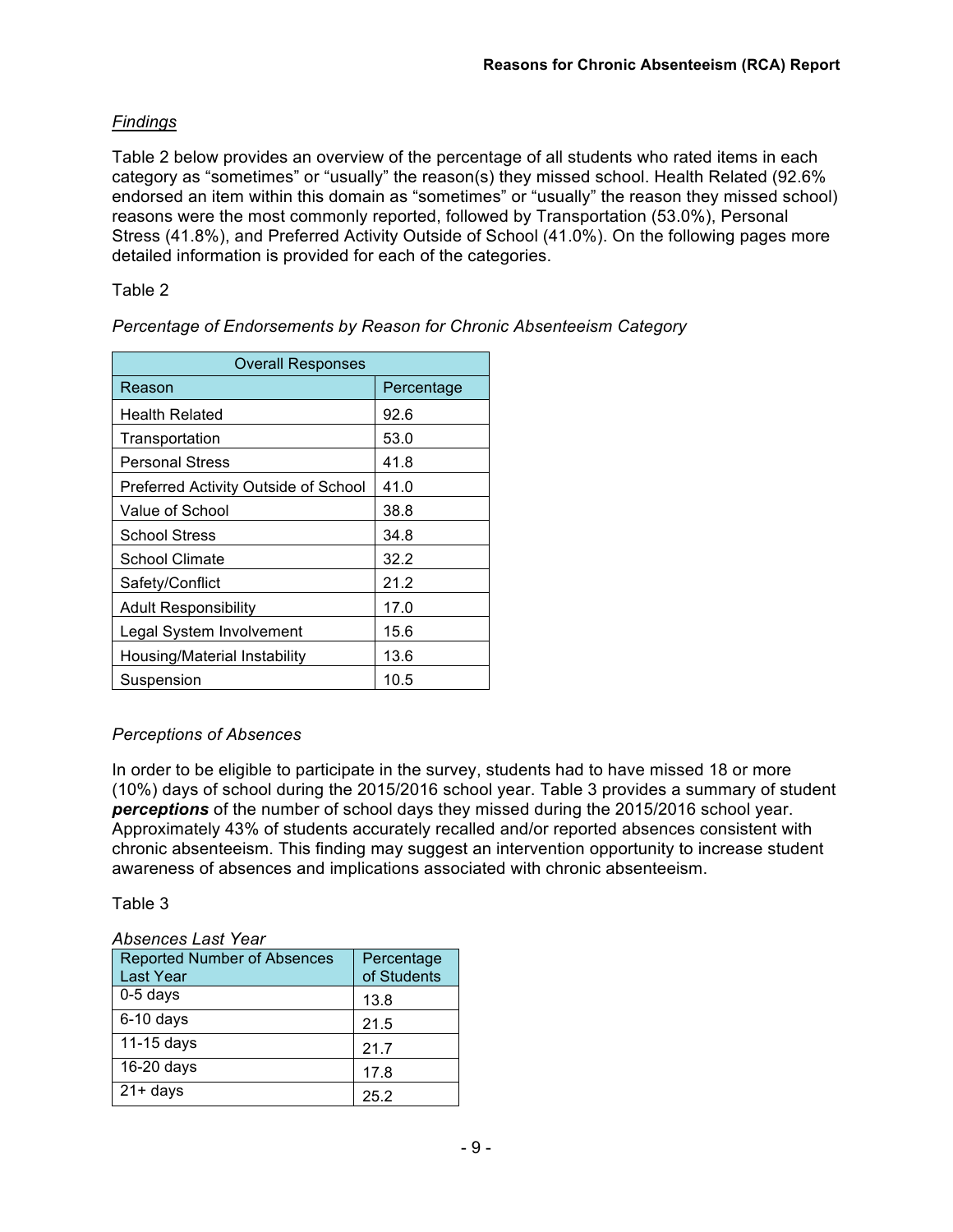*Findings*

Table 2 below provides an overview of the percentage of all students who rated items in each category as "sometimes" or "usually" the reason(s) they missed school. Health Related (92.6% endorsed an item within this domain as "sometimes" or "usually" the reason they missed school) reasons were the most commonly reported, followed by Transportation (53.0%), Personal Stress (41.8%), and Preferred Activity Outside of School (41.0%). On the following pages more detailed information is provided for each of the categories.

Table 2

*Percentage of Endorsements by Reason for Chronic Absenteeism Category*

| Overall Responses | |
|---|---|
| Reason | Percentage |
| Health Related | 92.6 |
| Transportation | 53.0 |
| Personal Stress | 41.8 |
| Preferred Activity Outside of School | 41.0 |
| Value of School | 38.8 |
| School Stress | 34.8 |
| School Climate | 32.2 |
| Safety/Conflict | 21.2 |
| Adult Responsibility | 17.0 |
| Legal System Involvement | 15.6 |
| Housing/Material Instability | 13.6 |
| Suspension | 10.5 |

*Perceptions of Absences*

In order to be eligible to participate in the survey, students had to have missed 18 or more (10%) days of school during the 2015/2016 school year. Table 3 provides a summary of student ***perceptions*** of the number of school days they missed during the 2015/2016 school year. Approximately 43% of students accurately recalled and/or reported absences consistent with chronic absenteeism. This finding may suggest an intervention opportunity to increase student awareness of absences and implications associated with chronic absenteeism.

Table 3

*Absences Last Year*

| Reported Number of Absences Last Year | Percentage of Students |
|---|---|
| 0-5 days | 13.8 |
| 6-10 days | 21.5 |
| 11-15 days | 21.7 |
| 16-20 days | 17.8 |
| 21+ days | 25.2 |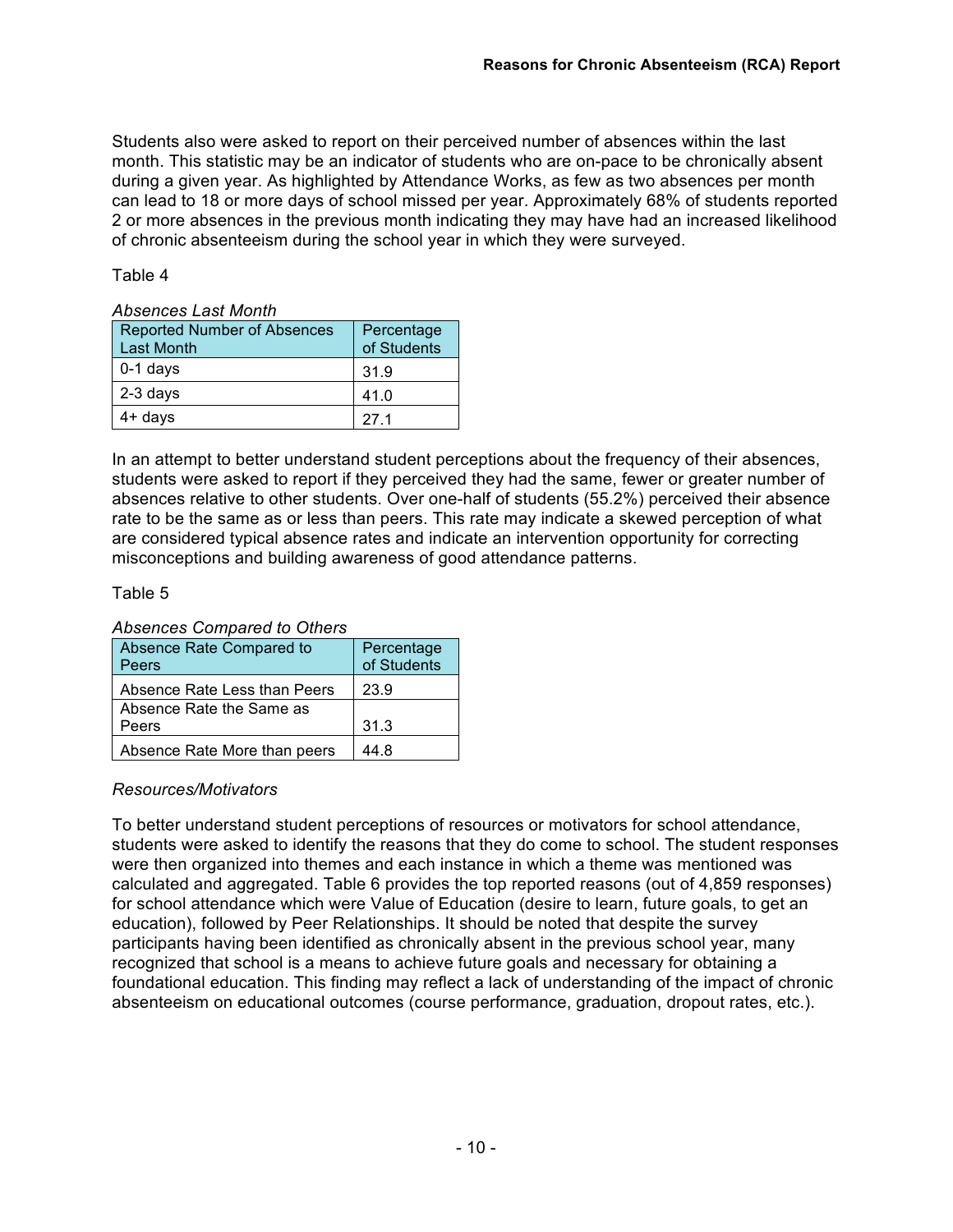Students also were asked to report on their perceived number of absences within the last month. This statistic may be an indicator of students who are on-pace to be chronically absent during a given year. As highlighted by Attendance Works, as few as two absences per month can lead to 18 or more days of school missed per year. Approximately 68% of students reported 2 or more absences in the previous month indicating they may have had an increased likelihood of chronic absenteeism during the school year in which they were surveyed.

Table 4

*Absences Last Month*

| Reported Number of Absences Last Month | Percentage of Students |
|---|---|
| 0-1 days | 31.9 |
| 2-3 days | 41.0 |
| 4+ days | 27.1 |

In an attempt to better understand student perceptions about the frequency of their absences, students were asked to report if they perceived they had the same, fewer or greater number of absences relative to other students. Over one-half of students (55.2%) perceived their absence rate to be the same as or less than peers. This rate may indicate a skewed perception of what are considered typical absence rates and indicate an intervention opportunity for correcting misconceptions and building awareness of good attendance patterns.

Table 5

*Absences Compared to Others*

| Absence Rate Compared to Peers | Percentage of Students |
|---|---|
| Absence Rate Less than Peers | 23.9 |
| Absence Rate the Same as Peers | 31.3 |
| Absence Rate More than peers | 44.8 |

*Resources/Motivators*

To better understand student perceptions of resources or motivators for school attendance, students were asked to identify the reasons that they do come to school. The student responses were then organized into themes and each instance in which a theme was mentioned was calculated and aggregated. Table 6 provides the top reported reasons (out of 4,859 responses) for school attendance which were Value of Education (desire to learn, future goals, to get an education), followed by Peer Relationships. It should be noted that despite the survey participants having been identified as chronically absent in the previous school year, many recognized that school is a means to achieve future goals and necessary for obtaining a foundational education. This finding may reflect a lack of understanding of the impact of chronic absenteeism on educational outcomes (course performance, graduation, dropout rates, etc.).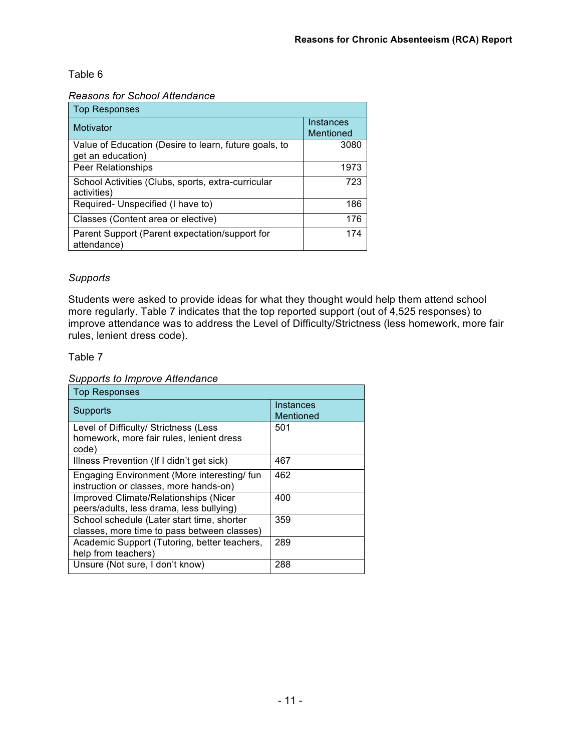Table 6

*Reasons for School Attendance*

| Top Responses | |
|---|---|
| Motivator | Instances Mentioned |
| Value of Education (Desire to learn, future goals, to get an education) | 3080 |
| Peer Relationships | 1973 |
| School Activities (Clubs, sports, extra-curricular activities) | 723 |
| Required- Unspecified (I have to) | 186 |
| Classes (Content area or elective) | 176 |
| Parent Support (Parent expectation/support for attendance) | 174 |

*Supports*

Students were asked to provide ideas for what they thought would help them attend school more regularly. Table 7 indicates that the top reported support (out of 4,525 responses) to improve attendance was to address the Level of Difficulty/Strictness (less homework, more fair rules, lenient dress code).

Table 7

*Supports to Improve Attendance*

| Top Responses | |
|---|---|
| Supports | Instances Mentioned |
| Level of Difficulty/ Strictness (Less homework, more fair rules, lenient dress code) | 501 |
| Illness Prevention (If I didn't get sick) | 467 |
| Engaging Environment (More interesting/ fun instruction or classes, more hands-on) | 462 |
| Improved Climate/Relationships (Nicer peers/adults, less drama, less bullying) | 400 |
| School schedule (Later start time, shorter classes, more time to pass between classes) | 359 |
| Academic Support (Tutoring, better teachers, help from teachers) | 289 |
| Unsure (Not sure, I don't know) | 288 |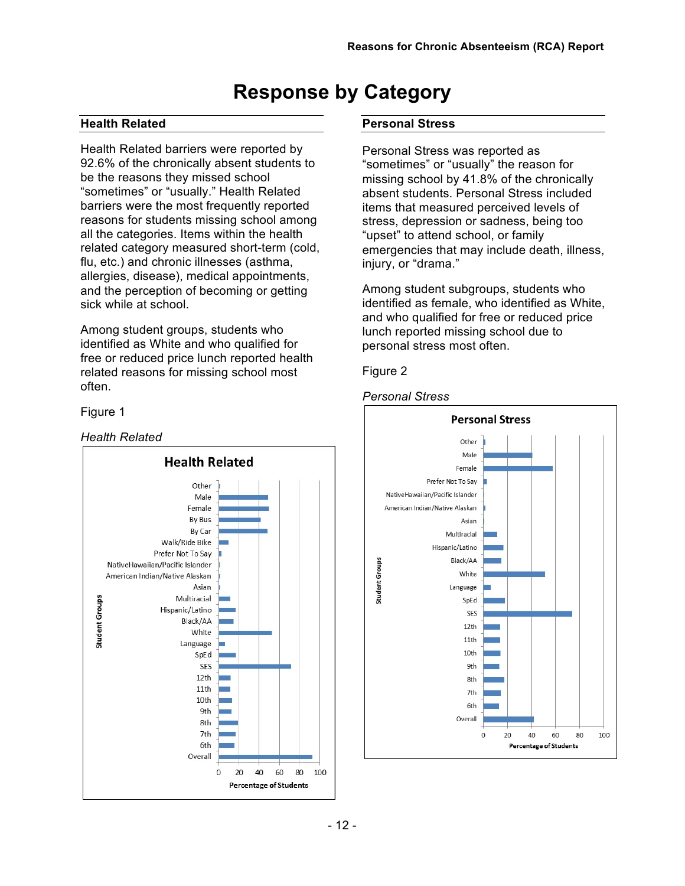# Response by Category

## Health Related

Health Related barriers were reported by 92.6% of the chronically absent students to be the reasons they missed school “sometimes” or “usually.” Health Related barriers were the most frequently reported reasons for students missing school among all the categories. Items within the health related category measured short-term (cold, flu, etc.) and chronic illnesses (asthma, allergies, disease), medical appointments, and the perception of becoming or getting sick while at school.

Among student groups, students who identified as White and who qualified for free or reduced price lunch reported health related reasons for missing school most often.

Figure 1

*Health Related*

## Personal Stress

Personal Stress was reported as “sometimes” or “usually” the reason for missing school by 41.8% of the chronically absent students. Personal Stress included items that measured perceived levels of stress, depression or sadness, being too “upset” to attend school, or family emergencies that may include death, illness, injury, or “drama.”

Among student subgroups, students who identified as female, who identified as White, and who qualified for free or reduced price lunch reported missing school due to personal stress most often.

Figure 2

*Personal Stress*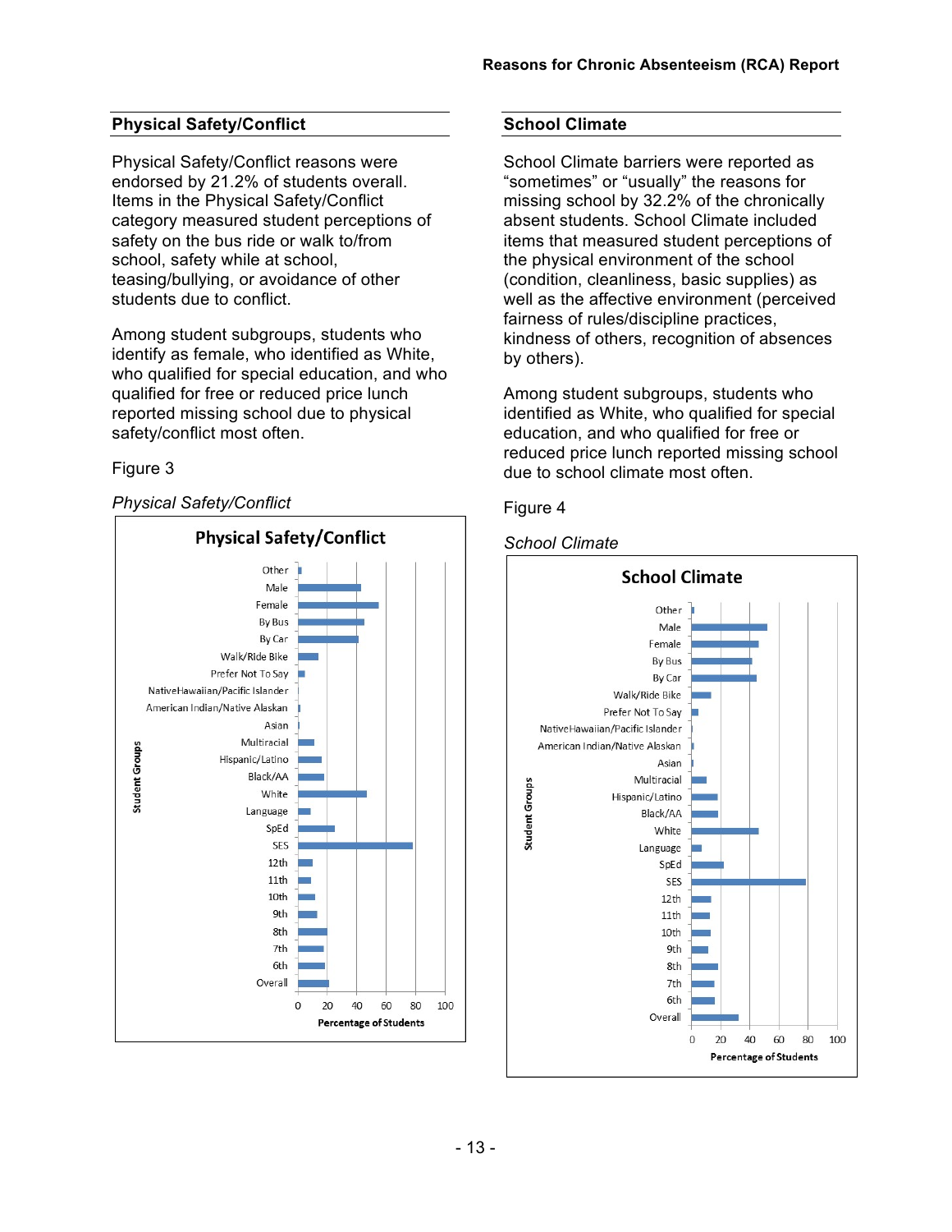## Physical Safety/Conflict

Physical Safety/Conflict reasons were endorsed by 21.2% of students overall. Items in the Physical Safety/Conflict category measured student perceptions of safety on the bus ride or walk to/from school, safety while at school, teasing/bullying, or avoidance of other students due to conflict.

Among student subgroups, students who identify as female, who identified as White, who qualified for special education, and who qualified for free or reduced price lunch reported missing school due to physical safety/conflict most often.

Figure 3

*Physical Safety/Conflict*

## School Climate

School Climate barriers were reported as "sometimes" or "usually" the reasons for missing school by 32.2% of the chronically absent students. School Climate included items that measured student perceptions of the physical environment of the school (condition, cleanliness, basic supplies) as well as the affective environment (perceived fairness of rules/discipline practices, kindness of others, recognition of absences by others).

Among student subgroups, students who identified as White, who qualified for special education, and who qualified for free or reduced price lunch reported missing school due to school climate most often.

Figure 4

*School Climate*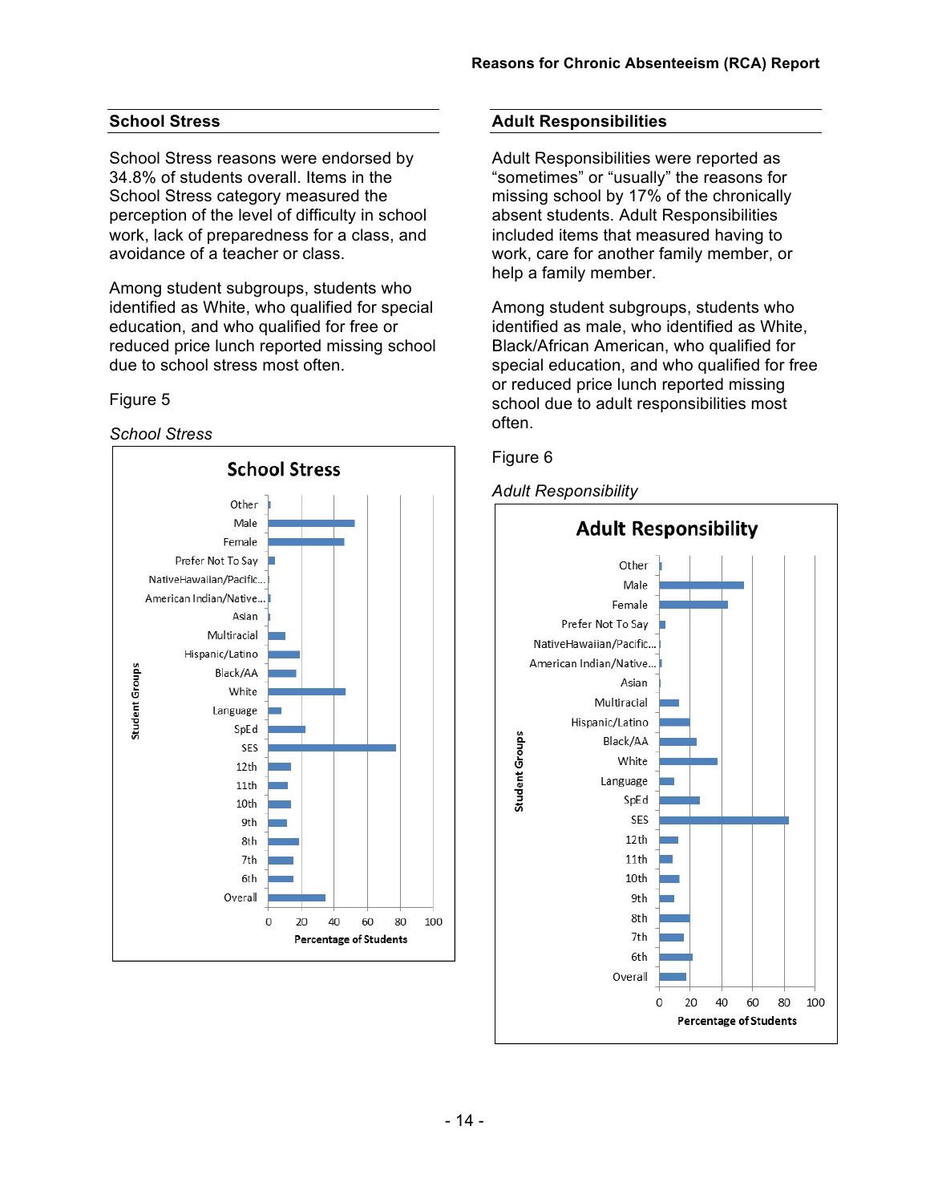## School Stress

School Stress reasons were endorsed by 34.8% of students overall. Items in the School Stress category measured the perception of the level of difficulty in school work, lack of preparedness for a class, and avoidance of a teacher or class.

Among student subgroups, students who identified as White, who qualified for special education, and who qualified for free or reduced price lunch reported missing school due to school stress most often.

Figure 5

*School Stress*

## Adult Responsibilities

Adult Responsibilities were reported as "sometimes" or "usually" the reasons for missing school by 17% of the chronically absent students. Adult Responsibilities included items that measured having to work, care for another family member, or help a family member.

Among student subgroups, students who identified as male, who identified as White, Black/African American, who qualified for special education, and who qualified for free or reduced price lunch reported missing school due to adult responsibilities most often.

Figure 6

*Adult Responsibility*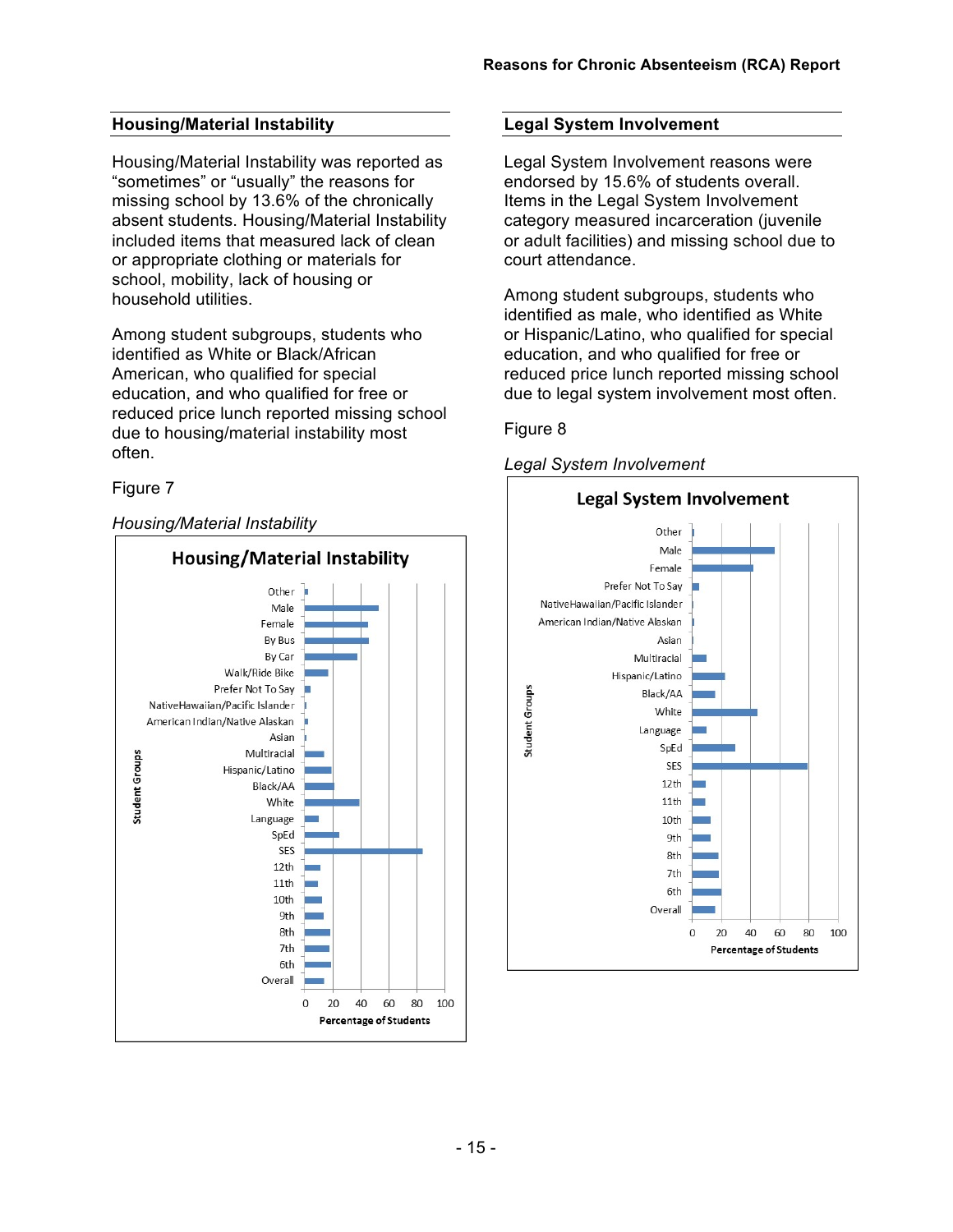## Housing/Material Instability

Housing/Material Instability was reported as "sometimes" or "usually" the reasons for missing school by 13.6% of the chronically absent students. Housing/Material Instability included items that measured lack of clean or appropriate clothing or materials for school, mobility, lack of housing or household utilities.

Among student subgroups, students who identified as White or Black/African American, who qualified for special education, and who qualified for free or reduced price lunch reported missing school due to housing/material instability most often.

Figure 7

*Housing/Material Instability*

## Legal System Involvement

Legal System Involvement reasons were endorsed by 15.6% of students overall. Items in the Legal System Involvement category measured incarceration (juvenile or adult facilities) and missing school due to court attendance.

Among student subgroups, students who identified as male, who identified as White or Hispanic/Latino, who qualified for special education, and who qualified for free or reduced price lunch reported missing school due to legal system involvement most often.

Figure 8

*Legal System Involvement*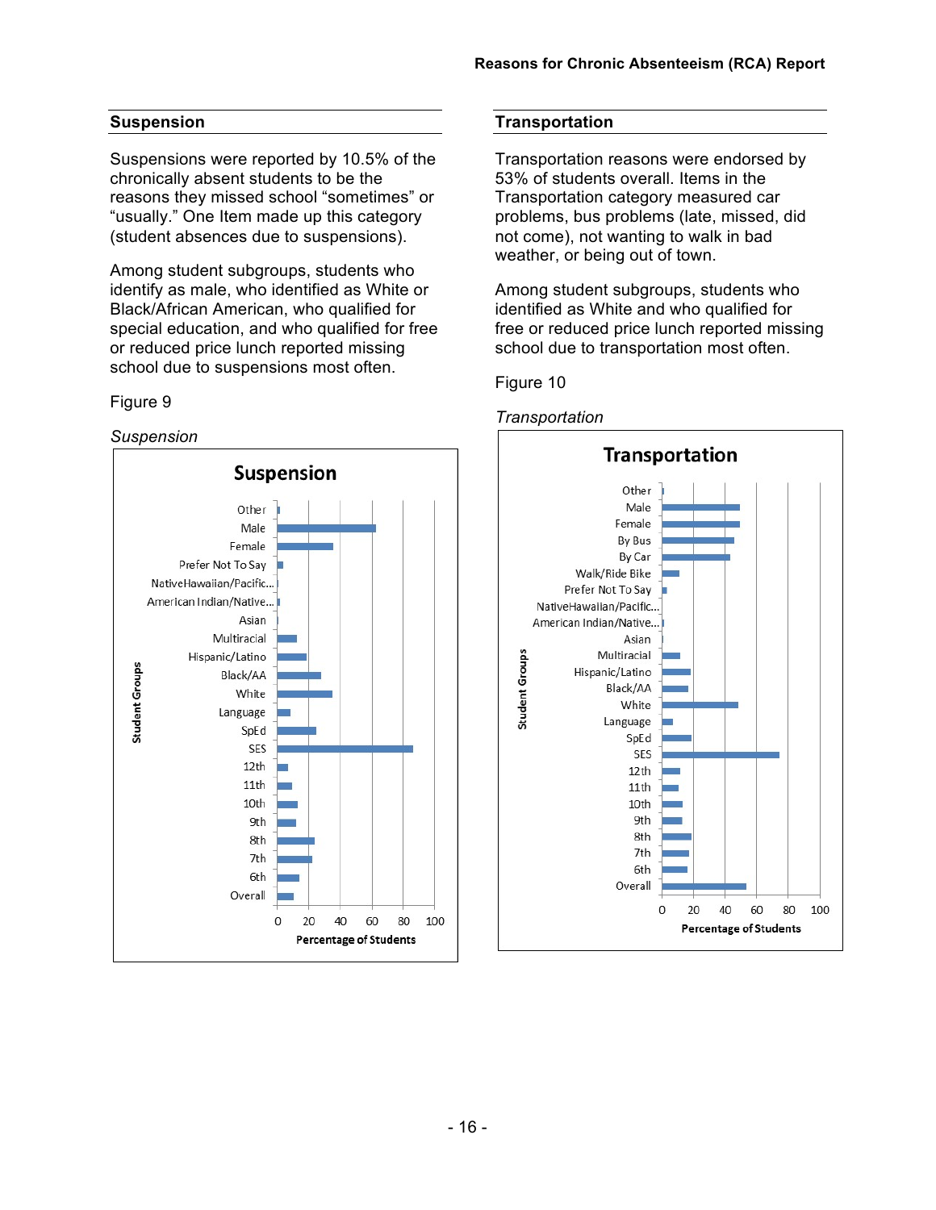## Suspension

Suspensions were reported by 10.5% of the chronically absent students to be the reasons they missed school "sometimes" or "usually." One Item made up this category (student absences due to suspensions).

Among student subgroups, students who identify as male, who identified as White or Black/African American, who qualified for special education, and who qualified for free or reduced price lunch reported missing school due to suspensions most often.

Figure 9

*Suspension*

## Transportation

Transportation reasons were endorsed by 53% of students overall. Items in the Transportation category measured car problems, bus problems (late, missed, did not come), not wanting to walk in bad weather, or being out of town.

Among student subgroups, students who identified as White and who qualified for free or reduced price lunch reported missing school due to transportation most often.

Figure 10

*Transportation*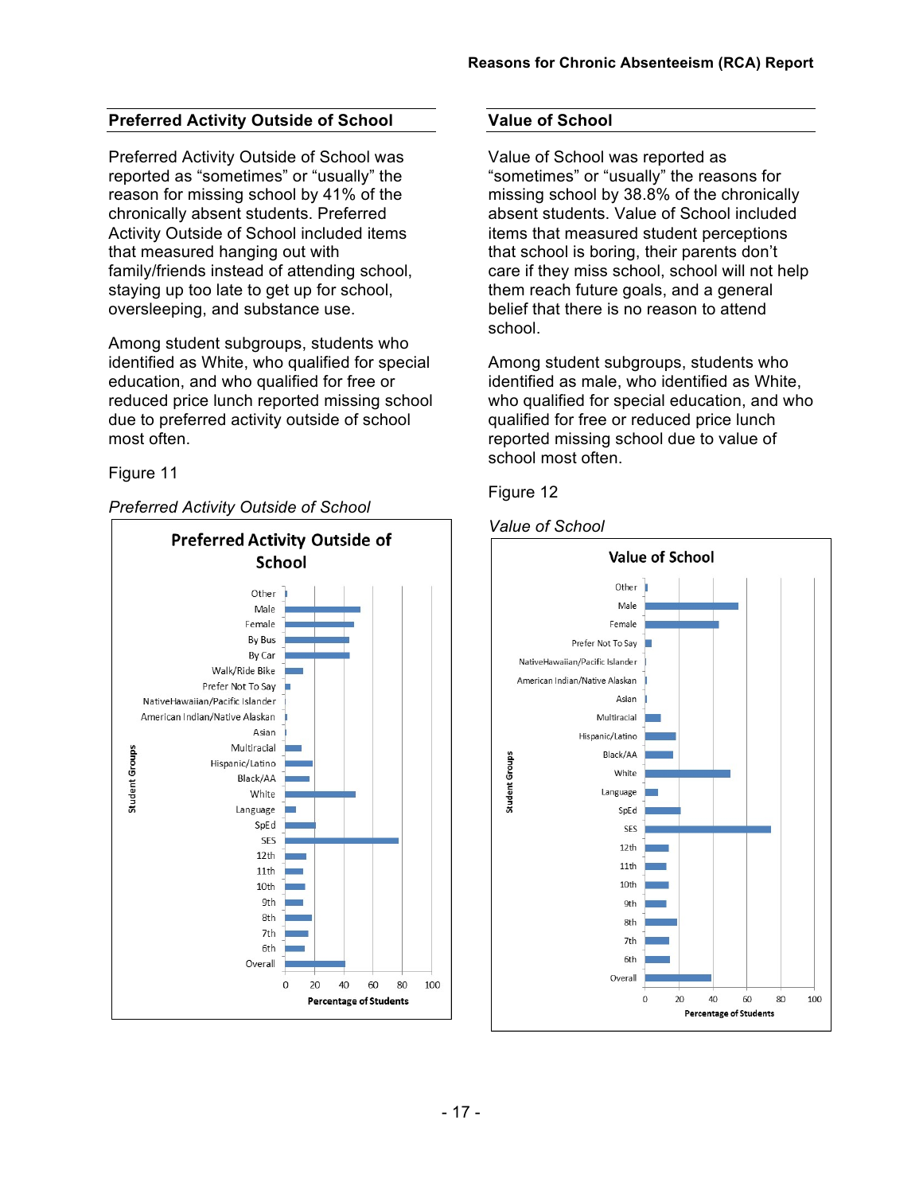## Preferred Activity Outside of School

Preferred Activity Outside of School was reported as “sometimes” or “usually” the reason for missing school by 41% of the chronically absent students. Preferred Activity Outside of School included items that measured hanging out with family/friends instead of attending school, staying up too late to get up for school, oversleeping, and substance use.

Among student subgroups, students who identified as White, who qualified for special education, and who qualified for free or reduced price lunch reported missing school due to preferred activity outside of school most often.

Figure 11

*Preferred Activity Outside of School*

## Value of School

Value of School was reported as “sometimes” or “usually” the reasons for missing school by 38.8% of the chronically absent students. Value of School included items that measured student perceptions that school is boring, their parents don’t care if they miss school, school will not help them reach future goals, and a general belief that there is no reason to attend school.

Among student subgroups, students who identified as male, who identified as White, who qualified for special education, and who qualified for free or reduced price lunch reported missing school due to value of school most often.

Figure 12

*Value of School*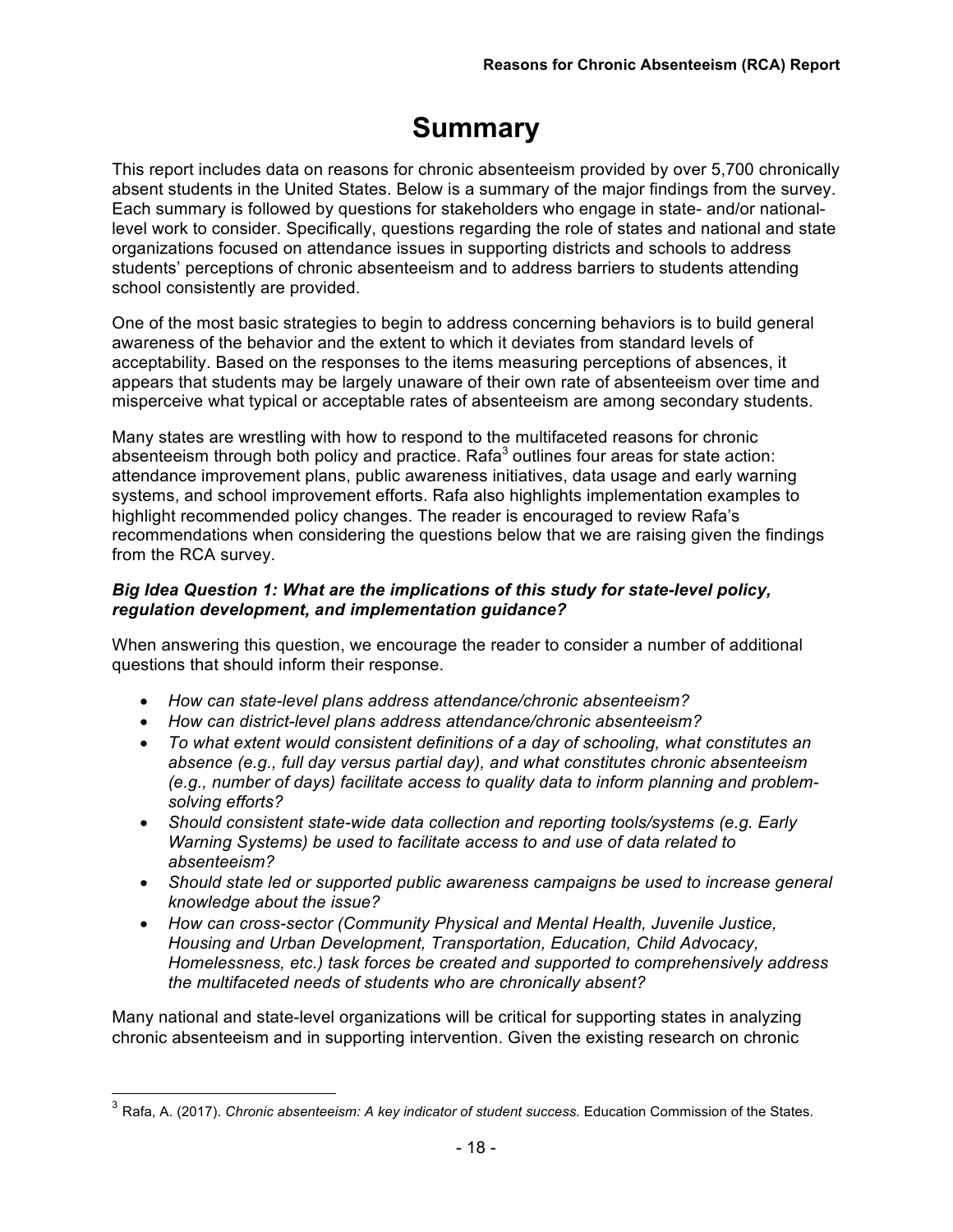# Summary

This report includes data on reasons for chronic absenteeism provided by over 5,700 chronically absent students in the United States. Below is a summary of the major findings from the survey. Each summary is followed by questions for stakeholders who engage in state- and/or national-level work to consider. Specifically, questions regarding the role of states and national and state organizations focused on attendance issues in supporting districts and schools to address students' perceptions of chronic absenteeism and to address barriers to students attending school consistently are provided.

One of the most basic strategies to begin to address concerning behaviors is to build general awareness of the behavior and the extent to which it deviates from standard levels of acceptability. Based on the responses to the items measuring perceptions of absences, it appears that students may be largely unaware of their own rate of absenteeism over time and misperceive what typical or acceptable rates of absenteeism are among secondary students.

Many states are wrestling with how to respond to the multifaceted reasons for chronic absenteeism through both policy and practice. Rafa[3] outlines four areas for state action: attendance improvement plans, public awareness initiatives, data usage and early warning systems, and school improvement efforts. Rafa also highlights implementation examples to highlight recommended policy changes. The reader is encouraged to review Rafa's recommendations when considering the questions below that we are raising given the findings from the RCA survey.

***Big Idea Question 1: What are the implications of this study for state-level policy, regulation development, and implementation guidance?***

When answering this question, we encourage the reader to consider a number of additional questions that should inform their response.

- *How can state-level plans address attendance/chronic absenteeism?*
- *How can district-level plans address attendance/chronic absenteeism?*
- *To what extent would consistent definitions of a day of schooling, what constitutes an absence (e.g., full day versus partial day), and what constitutes chronic absenteeism (e.g., number of days) facilitate access to quality data to inform planning and problem-solving efforts?*
- *Should consistent state-wide data collection and reporting tools/systems (e.g. Early Warning Systems) be used to facilitate access to and use of data related to absenteeism?*
- *Should state led or supported public awareness campaigns be used to increase general knowledge about the issue?*
- *How can cross-sector (Community Physical and Mental Health, Juvenile Justice, Housing and Urban Development, Transportation, Education, Child Advocacy, Homelessness, etc.) task forces be created and supported to comprehensively address the multifaceted needs of students who are chronically absent?*

Many national and state-level organizations will be critical for supporting states in analyzing chronic absenteeism and in supporting intervention. Given the existing research on chronic

[3] Rafa, A. (2017). *Chronic absenteeism: A key indicator of student success.* Education Commission of the States.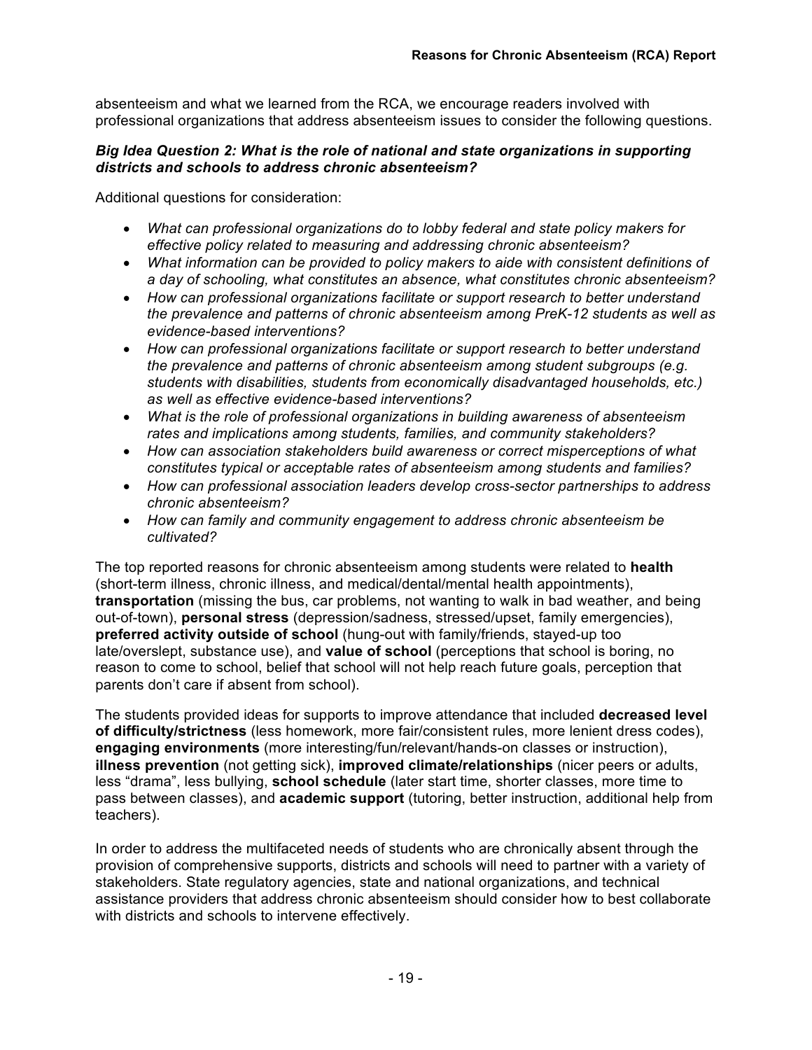absenteeism and what we learned from the RCA, we encourage readers involved with professional organizations that address absenteeism issues to consider the following questions.

***Big Idea Question 2: What is the role of national and state organizations in supporting districts and schools to address chronic absenteeism?***

Additional questions for consideration:

- *What can professional organizations do to lobby federal and state policy makers for effective policy related to measuring and addressing chronic absenteeism?*
- *What information can be provided to policy makers to aide with consistent definitions of a day of schooling, what constitutes an absence, what constitutes chronic absenteeism?*
- *How can professional organizations facilitate or support research to better understand the prevalence and patterns of chronic absenteeism among PreK-12 students as well as evidence-based interventions?*
- *How can professional organizations facilitate or support research to better understand the prevalence and patterns of chronic absenteeism among student subgroups (e.g. students with disabilities, students from economically disadvantaged households, etc.) as well as effective evidence-based interventions?*
- *What is the role of professional organizations in building awareness of absenteeism rates and implications among students, families, and community stakeholders?*
- *How can association stakeholders build awareness or correct misperceptions of what constitutes typical or acceptable rates of absenteeism among students and families?*
- *How can professional association leaders develop cross-sector partnerships to address chronic absenteeism?*
- *How can family and community engagement to address chronic absenteeism be cultivated?*

The top reported reasons for chronic absenteeism among students were related to **health** (short-term illness, chronic illness, and medical/dental/mental health appointments), **transportation** (missing the bus, car problems, not wanting to walk in bad weather, and being out-of-town), **personal stress** (depression/sadness, stressed/upset, family emergencies), **preferred activity outside of school** (hung-out with family/friends, stayed-up too late/overslept, substance use), and **value of school** (perceptions that school is boring, no reason to come to school, belief that school will not help reach future goals, perception that parents don't care if absent from school).

The students provided ideas for supports to improve attendance that included **decreased level of difficulty/strictness** (less homework, more fair/consistent rules, more lenient dress codes), **engaging environments** (more interesting/fun/relevant/hands-on classes or instruction), **illness prevention** (not getting sick), **improved climate/relationships** (nicer peers or adults, less "drama", less bullying, **school schedule** (later start time, shorter classes, more time to pass between classes), and **academic support** (tutoring, better instruction, additional help from teachers).

In order to address the multifaceted needs of students who are chronically absent through the provision of comprehensive supports, districts and schools will need to partner with a variety of stakeholders. State regulatory agencies, state and national organizations, and technical assistance providers that address chronic absenteeism should consider how to best collaborate with districts and schools to intervene effectively.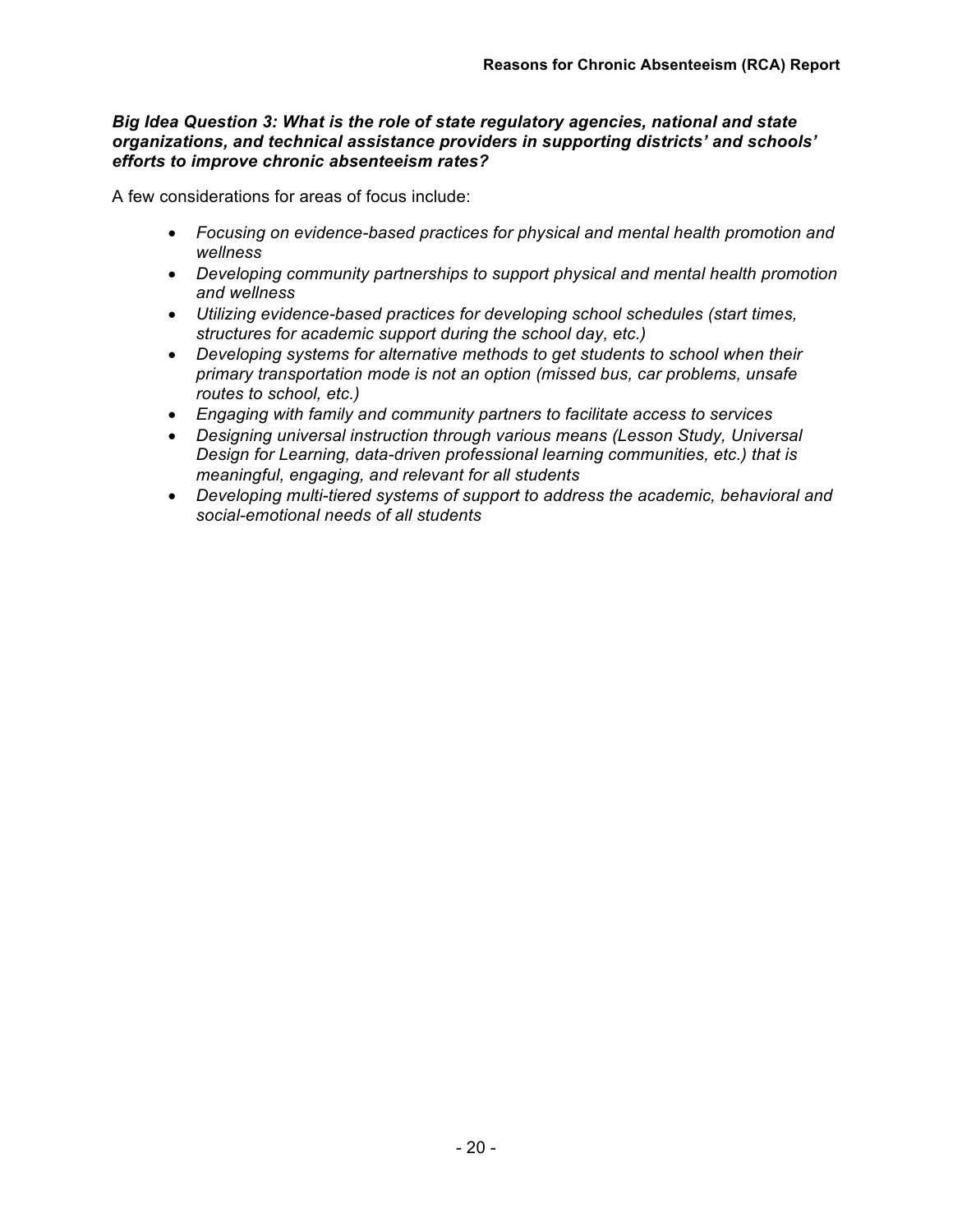***Big Idea Question 3: What is the role of state regulatory agencies, national and state organizations, and technical assistance providers in supporting districts' and schools' efforts to improve chronic absenteeism rates?***

A few considerations for areas of focus include:

- *Focusing on evidence-based practices for physical and mental health promotion and wellness*
- *Developing community partnerships to support physical and mental health promotion and wellness*
- *Utilizing evidence-based practices for developing school schedules (start times, structures for academic support during the school day, etc.)*
- *Developing systems for alternative methods to get students to school when their primary transportation mode is not an option (missed bus, car problems, unsafe routes to school, etc.)*
- *Engaging with family and community partners to facilitate access to services*
- *Designing universal instruction through various means (Lesson Study, Universal Design for Learning, data-driven professional learning communities, etc.) that is meaningful, engaging, and relevant for all students*
- *Developing multi-tiered systems of support to address the academic, behavioral and social-emotional needs of all students*